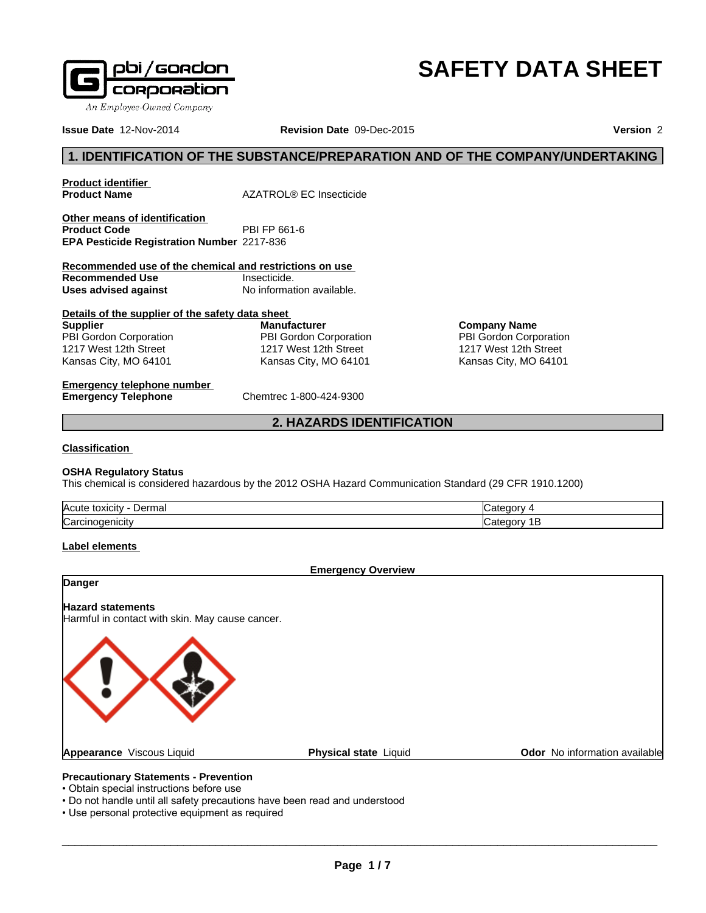pbi/gordon corporation
An Employee-Owned Company

# SAFETY DATA SHEET

**Issue Date** 12-Nov-2014 **Revision Date** 09-Dec-2015 **Version** 2

## 1. IDENTIFICATION OF THE SUBSTANCE/PREPARATION AND OF THE COMPANY/UNDERTAKING

**Product identifier**

**Product Name** AZATROL® EC Insecticide

**Other means of identification**

**Product Code** PBI FP 661-6

**EPA Pesticide Registration Number** 2217-836

**Recommended use of the chemical and restrictions on use**

**Recommended Use** Insecticide.

**Uses advised against** No information available.

**Details of the supplier of the safety data sheet**

**Supplier**
PBI Gordon Corporation
1217 West 12th Street
Kansas City, MO 64101

**Manufacturer**
PBI Gordon Corporation
1217 West 12th Street
Kansas City, MO 64101

**Company Name**
PBI Gordon Corporation
1217 West 12th Street
Kansas City, MO 64101

**Emergency telephone number**

**Emergency Telephone** Chemtrec 1-800-424-9300

## 2. HAZARDS IDENTIFICATION

**Classification**

**OSHA Regulatory Status**

This chemical is considered hazardous by the 2012 OSHA Hazard Communication Standard (29 CFR 1910.1200)

| | |
|---|---|
| Acute toxicity - Dermal | Category 4 |
| Carcinogenicity | Category 1B |

**Label elements**

**Emergency Overview**

**Danger**

**Hazard statements**

Harmful in contact with skin. May cause cancer.

**Appearance** Viscous Liquid **Physical state** Liquid **Odor** No information available

**Precautionary Statements - Prevention**

- Obtain special instructions before use
- Do not handle until all safety precautions have been read and understood
- Use personal protective equipment as required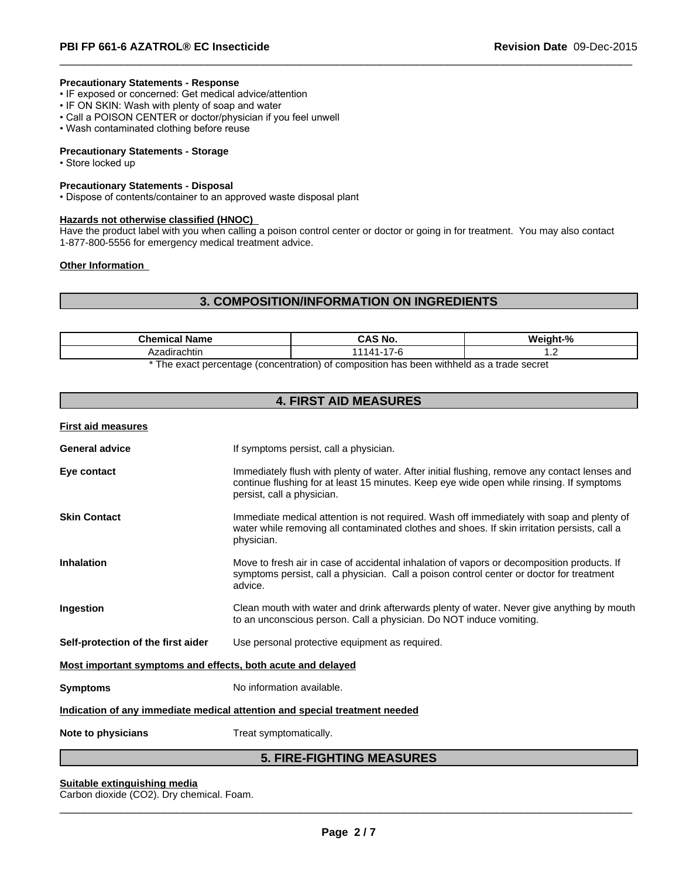#### Precautionary Statements - Response

- IF exposed or concerned: Get medical advice/attention
- IF ON SKIN: Wash with plenty of soap and water
- Call a POISON CENTER or doctor/physician if you feel unwell
- Wash contaminated clothing before reuse

#### Precautionary Statements - Storage

- Store locked up

#### Precautionary Statements - Disposal

- Dispose of contents/container to an approved waste disposal plant

#### Hazards not otherwise classified (HNOC)

Have the product label with you when calling a poison control center or doctor or going in for treatment. You may also contact 1-877-800-5556 for emergency medical treatment advice.

#### Other Information

## 3. COMPOSITION/INFORMATION ON INGREDIENTS

| Chemical Name | CAS No. | Weight-% |
|---|---|---|
| Azadirachtin | 11141-17-6 | 1.2 |

* The exact percentage (concentration) of composition has been withheld as a trade secret

## 4. FIRST AID MEASURES

#### First aid measures

**General advice** If symptoms persist, call a physician.

**Eye contact** Immediately flush with plenty of water. After initial flushing, remove any contact lenses and continue flushing for at least 15 minutes. Keep eye wide open while rinsing. If symptoms persist, call a physician.

**Skin Contact** Immediate medical attention is not required. Wash off immediately with soap and plenty of water while removing all contaminated clothes and shoes. If skin irritation persists, call a physician.

**Inhalation** Move to fresh air in case of accidental inhalation of vapors or decomposition products. If symptoms persist, call a physician. Call a poison control center or doctor for treatment advice.

**Ingestion** Clean mouth with water and drink afterwards plenty of water. Never give anything by mouth to an unconscious person. Call a physician. Do NOT induce vomiting.

**Self-protection of the first aider** Use personal protective equipment as required.

#### Most important symptoms and effects, both acute and delayed

**Symptoms** No information available.

#### Indication of any immediate medical attention and special treatment needed

**Note to physicians** Treat symptomatically.

## 5. FIRE-FIGHTING MEASURES

#### Suitable extinguishing media

Carbon dioxide ($CO_2$). Dry chemical. Foam.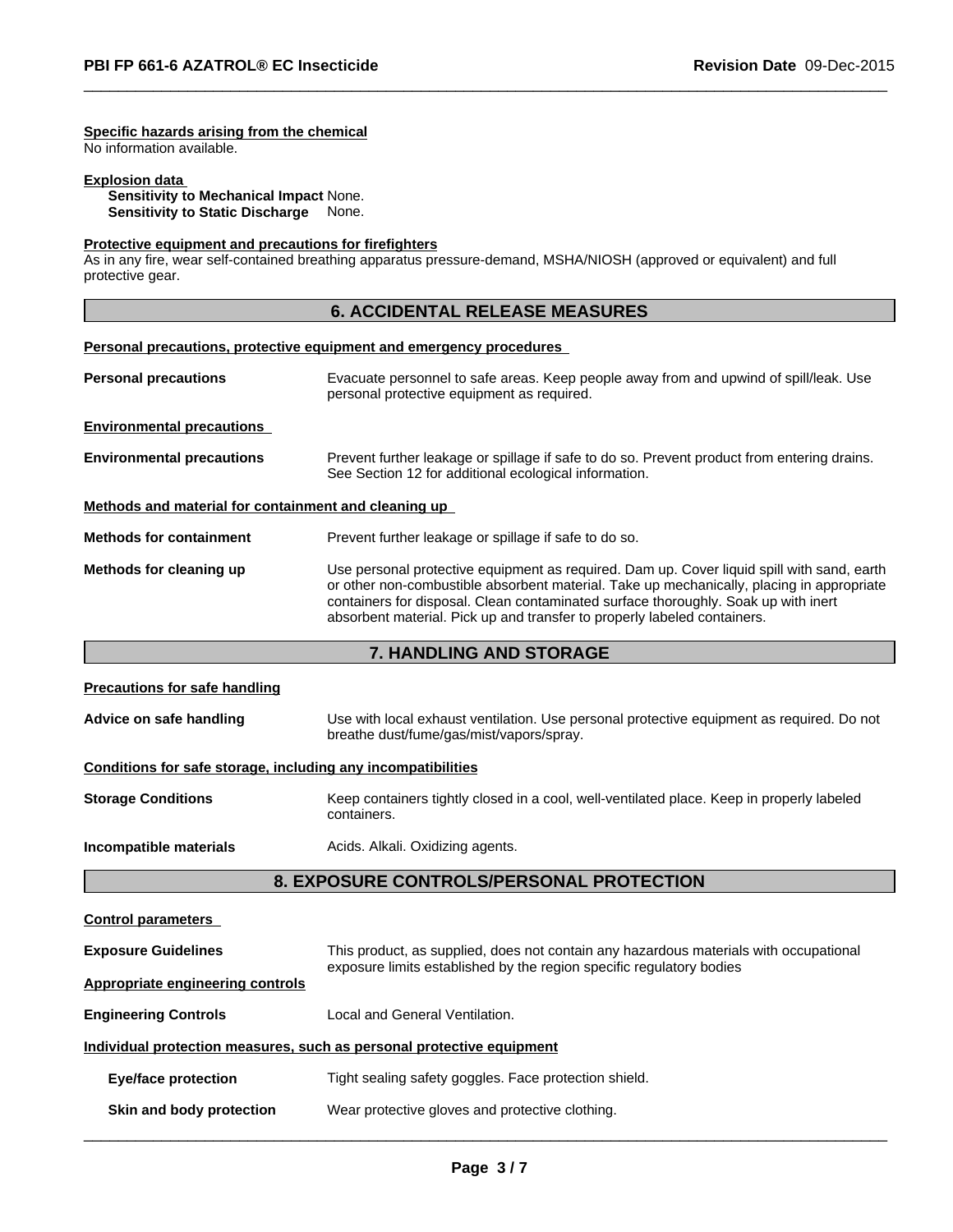**Specific hazards arising from the chemical**

No information available.

**Explosion data**

**Sensitivity to Mechanical Impact** None.
**Sensitivity to Static Discharge** None.

**Protective equipment and precautions for firefighters**

As in any fire, wear self-contained breathing apparatus pressure-demand, MSHA/NIOSH (approved or equivalent) and full protective gear.

## 6. ACCIDENTAL RELEASE MEASURES

**Personal precautions, protective equipment and emergency procedures**

**Personal precautions** Evacuate personnel to safe areas. Keep people away from and upwind of spill/leak. Use personal protective equipment as required.

**Environmental precautions**

**Environmental precautions** Prevent further leakage or spillage if safe to do so. Prevent product from entering drains. See Section 12 for additional ecological information.

**Methods and material for containment and cleaning up**

**Methods for containment** Prevent further leakage or spillage if safe to do so.

**Methods for cleaning up** Use personal protective equipment as required. Dam up. Cover liquid spill with sand, earth or other non-combustible absorbent material. Take up mechanically, placing in appropriate containers for disposal. Clean contaminated surface thoroughly. Soak up with inert absorbent material. Pick up and transfer to properly labeled containers.

## 7. HANDLING AND STORAGE

**Precautions for safe handling**

**Advice on safe handling** Use with local exhaust ventilation. Use personal protective equipment as required. Do not breathe dust/fume/gas/mist/vapors/spray.

**Conditions for safe storage, including any incompatibilities**

**Storage Conditions** Keep containers tightly closed in a cool, well-ventilated place. Keep in properly labeled containers.

**Incompatible materials** Acids. Alkali. Oxidizing agents.

## 8. EXPOSURE CONTROLS/PERSONAL PROTECTION

**Control parameters**

**Exposure Guidelines** This product, as supplied, does not contain any hazardous materials with occupational exposure limits established by the region specific regulatory bodies

**Appropriate engineering controls**

**Engineering Controls** Local and General Ventilation.

**Individual protection measures, such as personal protective equipment**

**Eye/face protection** Tight sealing safety goggles. Face protection shield.

**Skin and body protection** Wear protective gloves and protective clothing.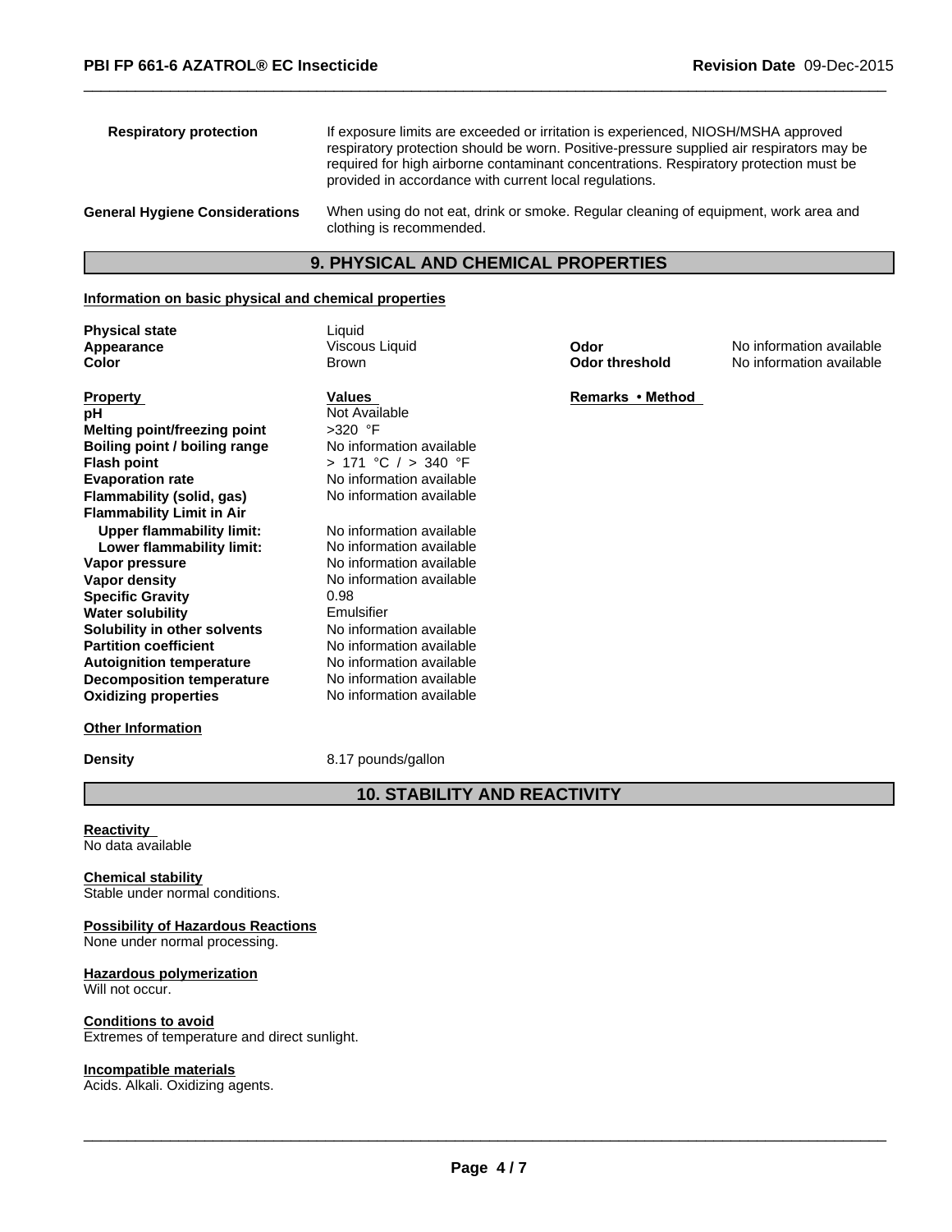| | |
|---|---|
| **Respiratory protection** | If exposure limits are exceeded or irritation is experienced, NIOSH/MSHA approved respiratory protection should be worn. Positive-pressure supplied air respirators may be required for high airborne contaminant concentrations. Respiratory protection must be provided in accordance with current local regulations. |
| **General Hygiene Considerations** | When using do not eat, drink or smoke. Regular cleaning of equipment, work area and clothing is recommended. |

## 9. PHYSICAL AND CHEMICAL PROPERTIES

**Information on basic physical and chemical properties**

| | | | |
|---|---|---|---|
| **Physical state** | Liquid | | |
| **Appearance** | Viscous Liquid | **Odor** | No information available |
| **Color** | Brown | **Odor threshold** | No information available |

| Property | Values | Remarks • Method |
|---|---|---|
| **pH** | Not Available | |
| **Melting point/freezing point** | >320 °F | |
| **Boiling point / boiling range** | No information available | |
| **Flash point** | > 171 °C / > 340 °F | |
| **Evaporation rate** | No information available | |
| **Flammability (solid, gas)** | No information available | |
| **Flammability Limit in Air** | | |
| **Upper flammability limit:** | No information available | |
| **Lower flammability limit:** | No information available | |
| **Vapor pressure** | No information available | |
| **Vapor density** | No information available | |
| **Specific Gravity** | 0.98 | |
| **Water solubility** | Emulsifier | |
| **Solubility in other solvents** | No information available | |
| **Partition coefficient** | No information available | |
| **Autoignition temperature** | No information available | |
| **Decomposition temperature** | No information available | |
| **Oxidizing properties** | No information available | |

**Other Information**

**Density** 8.17 pounds/gallon

## 10. STABILITY AND REACTIVITY

**Reactivity**
No data available

**Chemical stability**
Stable under normal conditions.

**Possibility of Hazardous Reactions**
None under normal processing.

**Hazardous polymerization**
Will not occur.

**Conditions to avoid**
Extremes of temperature and direct sunlight.

**Incompatible materials**
Acids. Alkali. Oxidizing agents.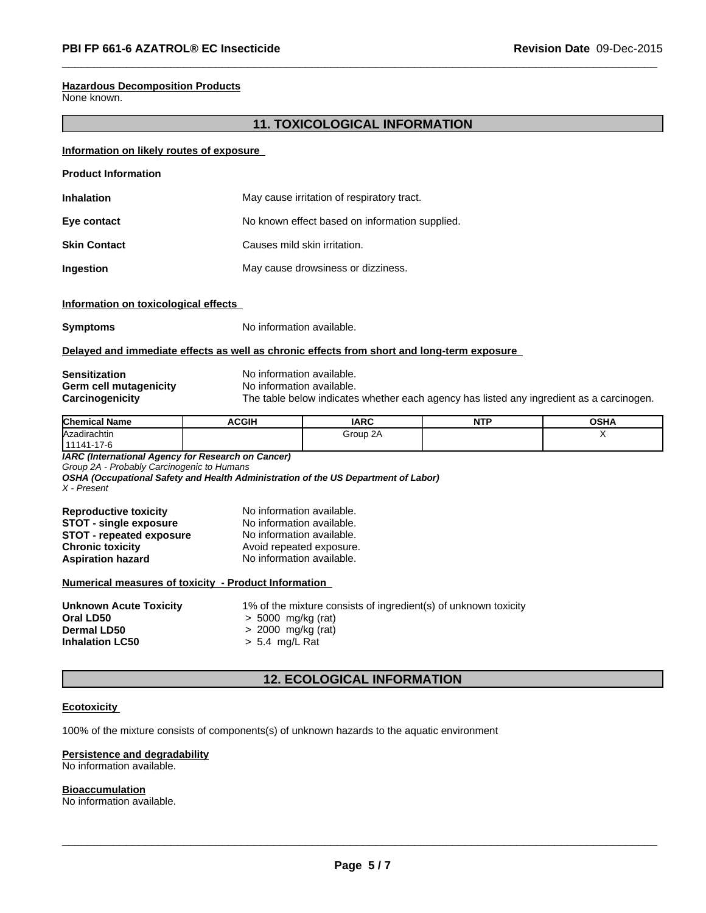**Hazardous Decomposition Products**
None known.

## 11. TOXICOLOGICAL INFORMATION

**Information on likely routes of exposure**

**Product Information**

**Inhalation** May cause irritation of respiratory tract.

**Eye contact** No known effect based on information supplied.

**Skin Contact** Causes mild skin irritation.

**Ingestion** May cause drowsiness or dizziness.

**Information on toxicological effects**

**Symptoms** No information available.

**Delayed and immediate effects as well as chronic effects from short and long-term exposure**

**Sensitization** No information available.
**Germ cell mutagenicity** No information available.
**Carcinogenicity** The table below indicates whether each agency has listed any ingredient as a carcinogen.

| Chemical Name | ACGIH | IARC | NTP | OSHA |
|---|---|---|---|---|
| Azadirachtin<br>11141-17-6 | | Group 2A | | X |

***IARC (International Agency for Research on Cancer)***
*Group 2A - Probably Carcinogenic to Humans*
***OSHA (Occupational Safety and Health Administration of the US Department of Labor)***
*X - Present*

**Reproductive toxicity** No information available.
**STOT - single exposure** No information available.
**STOT - repeated exposure** No information available.
**Chronic toxicity** Avoid repeated exposure.
**Aspiration hazard** No information available.

**Numerical measures of toxicity - Product Information**

**Unknown Acute Toxicity** 1% of the mixture consists of ingredient(s) of unknown toxicity
**Oral LD50** > 5000 mg/kg (rat)
**Dermal LD50** > 2000 mg/kg (rat)
**Inhalation LC50** > 5.4 mg/L Rat

## 12. ECOLOGICAL INFORMATION

**Ecotoxicity**

100% of the mixture consists of components(s) of unknown hazards to the aquatic environment

**Persistence and degradability**
No information available.

**Bioaccumulation**
No information available.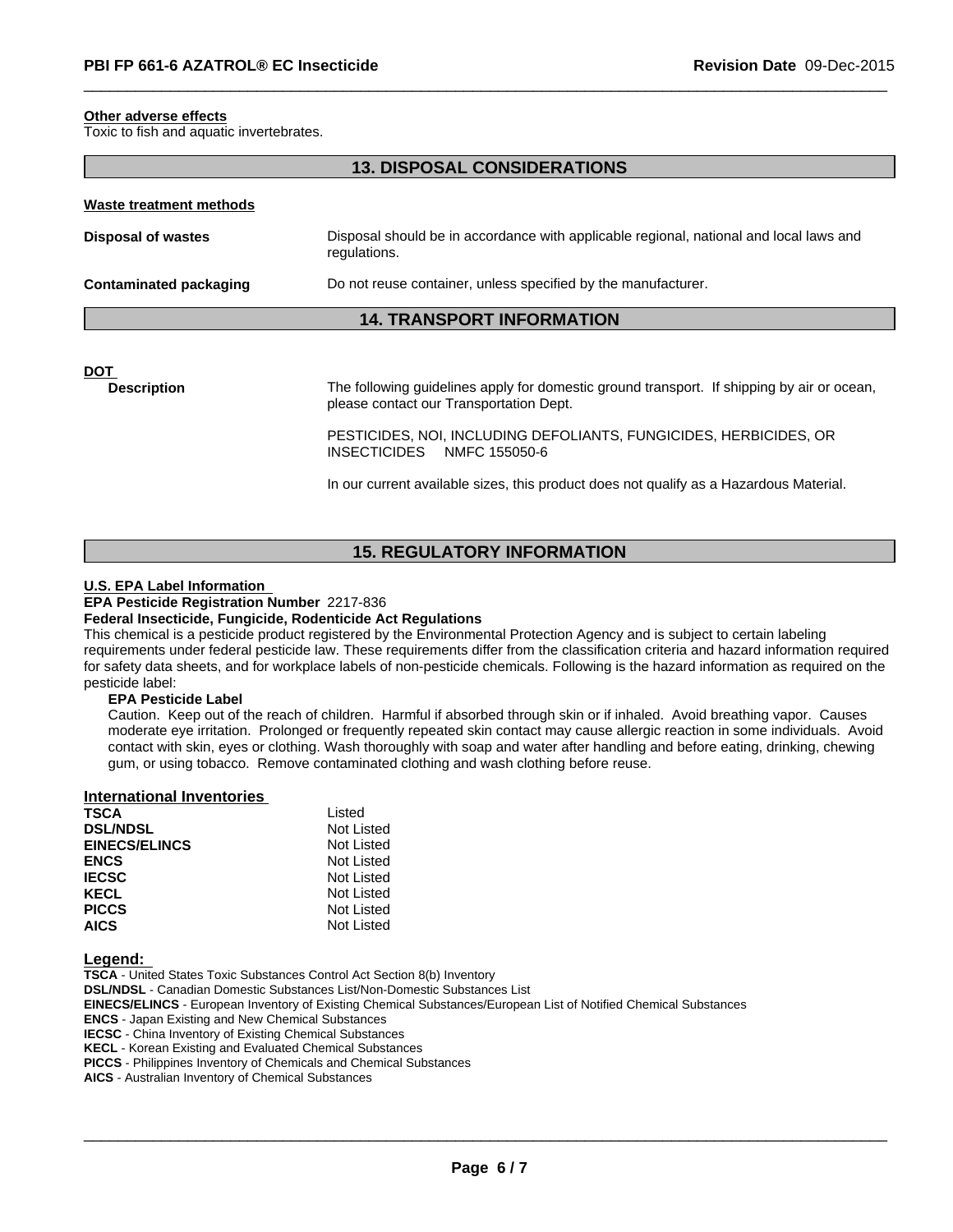**Other adverse effects**
Toxic to fish and aquatic invertebrates.

## 13. DISPOSAL CONSIDERATIONS

**Waste treatment methods**

| | |
|---|---|
| **Disposal of wastes** | Disposal should be in accordance with applicable regional, national and local laws and regulations. |
| **Contaminated packaging** | Do not reuse container, unless specified by the manufacturer. |

## 14. TRANSPORT INFORMATION

**DOT**

**Description**

The following guidelines apply for domestic ground transport. If shipping by air or ocean, please contact our Transportation Dept.

PESTICIDES, NOI, INCLUDING DEFOLIANTS, FUNGICIDES, HERBICIDES, OR INSECTICIDES NMFC 155050-6

In our current available sizes, this product does not qualify as a Hazardous Material.

## 15. REGULATORY INFORMATION

**U.S. EPA Label Information**

**EPA Pesticide Registration Number** 2217-836

**Federal Insecticide, Fungicide, Rodenticide Act Regulations**

This chemical is a pesticide product registered by the Environmental Protection Agency and is subject to certain labeling requirements under federal pesticide law. These requirements differ from the classification criteria and hazard information required for safety data sheets, and for workplace labels of non-pesticide chemicals. Following is the hazard information as required on the pesticide label:

**EPA Pesticide Label**

Caution. Keep out of the reach of children. Harmful if absorbed through skin or if inhaled. Avoid breathing vapor. Causes moderate eye irritation. Prolonged or frequently repeated skin contact may cause allergic reaction in some individuals. Avoid contact with skin, eyes or clothing. Wash thoroughly with soap and water after handling and before eating, drinking, chewing gum, or using tobacco. Remove contaminated clothing and wash clothing before reuse.

**International Inventories**

| | |
|---|---|
| **TSCA** | Listed |
| **DSL/NDSL** | Not Listed |
| **EINECS/ELINCS** | Not Listed |
| **ENCS** | Not Listed |
| **IECSC** | Not Listed |
| **KECL** | Not Listed |
| **PICCS** | Not Listed |
| **AICS** | Not Listed |

**Legend:**

**TSCA** - United States Toxic Substances Control Act Section 8(b) Inventory
**DSL/NDSL** - Canadian Domestic Substances List/Non-Domestic Substances List
**EINECS/ELINCS** - European Inventory of Existing Chemical Substances/European List of Notified Chemical Substances
**ENCS** - Japan Existing and New Chemical Substances
**IECSC** - China Inventory of Existing Chemical Substances
**KECL** - Korean Existing and Evaluated Chemical Substances
**PICCS** - Philippines Inventory of Chemicals and Chemical Substances
**AICS** - Australian Inventory of Chemical Substances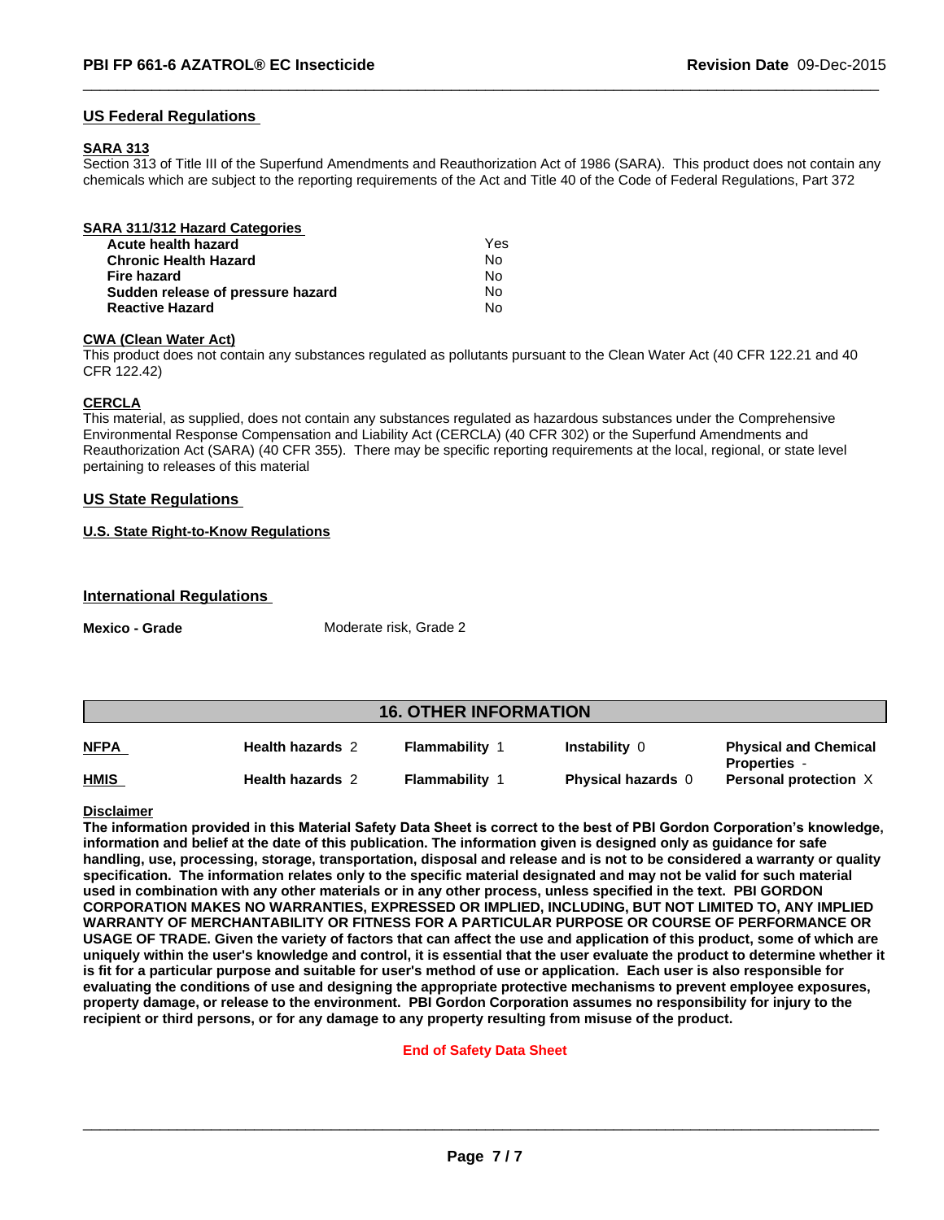## US Federal Regulations

### SARA 313

Section 313 of Title III of the Superfund Amendments and Reauthorization Act of 1986 (SARA). This product does not contain any chemicals which are subject to the reporting requirements of the Act and Title 40 of the Code of Federal Regulations, Part 372

### SARA 311/312 Hazard Categories

| | |
|---|---|
| **Acute health hazard** | Yes |
| **Chronic Health Hazard** | No |
| **Fire hazard** | No |
| **Sudden release of pressure hazard** | No |
| **Reactive Hazard** | No |

### CWA (Clean Water Act)

This product does not contain any substances regulated as pollutants pursuant to the Clean Water Act (40 CFR 122.21 and 40 CFR 122.42)

### CERCLA

This material, as supplied, does not contain any substances regulated as hazardous substances under the Comprehensive Environmental Response Compensation and Liability Act (CERCLA) (40 CFR 302) or the Superfund Amendments and Reauthorization Act (SARA) (40 CFR 355). There may be specific reporting requirements at the local, regional, or state level pertaining to releases of this material

## US State Regulations

### U.S. State Right-to-Know Regulations

## International Regulations

**Mexico - Grade** Moderate risk, Grade 2

# 16. OTHER INFORMATION

| | | | | |
|---|---|---|---|---|
| **NFPA** | **Health hazards** 2 | **Flammability** 1 | **Instability** 0 | **Physical and Chemical Properties** - |
| **HMIS** | **Health hazards** 2 | **Flammability** 1 | **Physical hazards** 0 | **Personal protection** X |

### Disclaimer

**The information provided in this Material Safety Data Sheet is correct to the best of PBI Gordon Corporation's knowledge, information and belief at the date of this publication. The information given is designed only as guidance for safe handling, use, processing, storage, transportation, disposal and release and is not to be considered a warranty or quality specification. The information relates only to the specific material designated and may not be valid for such material used in combination with any other materials or in any other process, unless specified in the text. PBI GORDON CORPORATION MAKES NO WARRANTIES, EXPRESSED OR IMPLIED, INCLUDING, BUT NOT LIMITED TO, ANY IMPLIED WARRANTY OF MERCHANTABILITY OR FITNESS FOR A PARTICULAR PURPOSE OR COURSE OF PERFORMANCE OR USAGE OF TRADE. Given the variety of factors that can affect the use and application of this product, some of which are uniquely within the user's knowledge and control, it is essential that the user evaluate the product to determine whether it is fit for a particular purpose and suitable for user's method of use or application. Each user is also responsible for evaluating the conditions of use and designing the appropriate protective mechanisms to prevent employee exposures, property damage, or release to the environment. PBI Gordon Corporation assumes no responsibility for injury to the recipient or third persons, or for any damage to any property resulting from misuse of the product.**

**End of Safety Data Sheet**